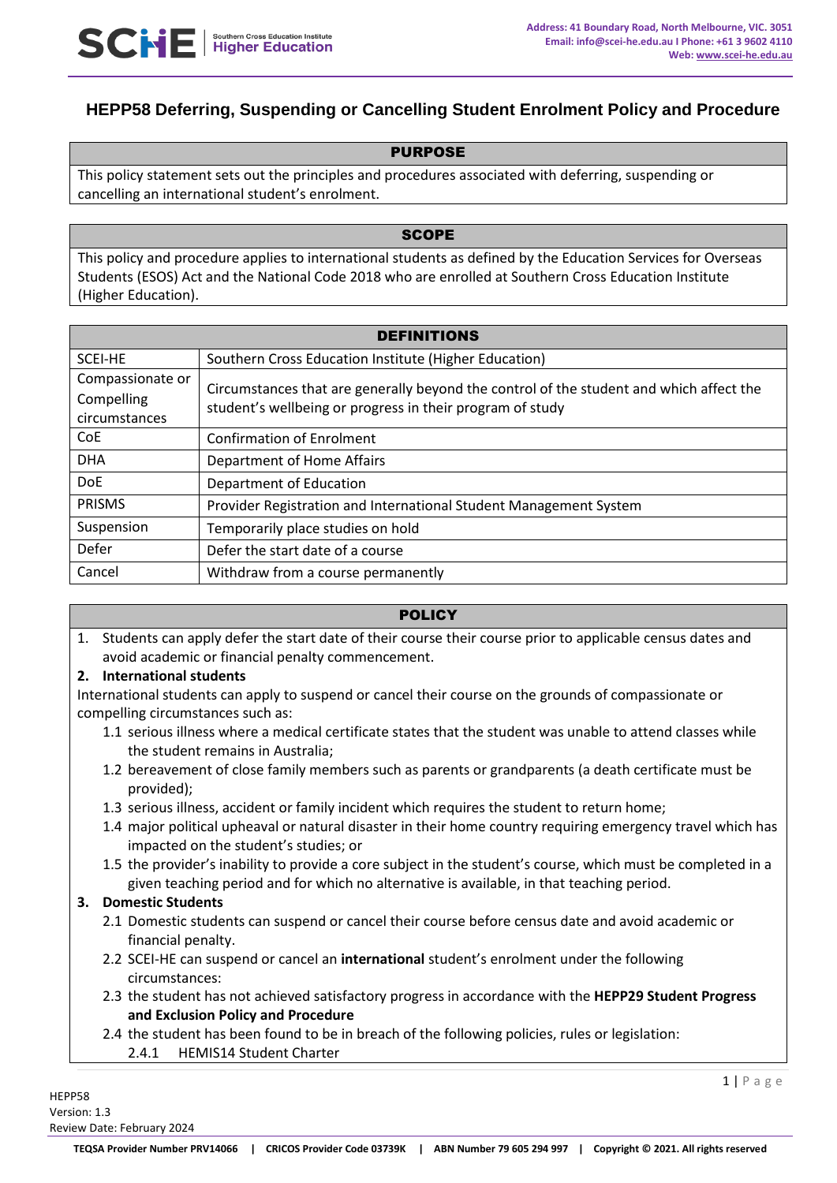# HEPP58 Deferring, Suspending or Cancelling Student Enrolment Policy and Procedure

## PURPOSE

This policy statement sets out the principles and procedures associated with deferring, suspending or cancelling an international student's enrolment.

## SCOPE

This policy and procedure applies to international students as defined by the Education Services for Overseas Students (ESOS) Act and the National Code 2018 who are enrolled at Southern Cross Education Institute (Higher Education).

## DEFINITIONS

| Term | Definition |
|---|---|
| SCEI-HE | Southern Cross Education Institute (Higher Education) |
| Compassionate or Compelling circumstances | Circumstances that are generally beyond the control of the student and which affect the student's wellbeing or progress in their program of study |
| CoE | Confirmation of Enrolment |
| DHA | Department of Home Affairs |
| DoE | Department of Education |
| PRISMS | Provider Registration and International Student Management System |
| Suspension | Temporarily place studies on hold |
| Defer | Defer the start date of a course |
| Cancel | Withdraw from a course permanently |

## POLICY

1. Students can apply defer the start date of their course their course prior to applicable census dates and avoid academic or financial penalty commencement.

**2. International students**

International students can apply to suspend or cancel their course on the grounds of compassionate or compelling circumstances such as:

- 1.1 serious illness where a medical certificate states that the student was unable to attend classes while the student remains in Australia;
- 1.2 bereavement of close family members such as parents or grandparents (a death certificate must be provided);
- 1.3 serious illness, accident or family incident which requires the student to return home;
- 1.4 major political upheaval or natural disaster in their home country requiring emergency travel which has impacted on the student's studies; or
- 1.5 the provider's inability to provide a core subject in the student's course, which must be completed in a given teaching period and for which no alternative is available, in that teaching period.

**3. Domestic Students**

- 2.1 Domestic students can suspend or cancel their course before census date and avoid academic or financial penalty.
- 2.2 SCEI-HE can suspend or cancel an **international** student's enrolment under the following circumstances:
- 2.3 the student has not achieved satisfactory progress in accordance with the **HEPP29 Student Progress and Exclusion Policy and Procedure**
- 2.4 the student has been found to be in breach of the following policies, rules or legislation:
  - 2.4.1 HEMIS14 Student Charter

HEPP58
Version: 1.3
Review Date: February 2024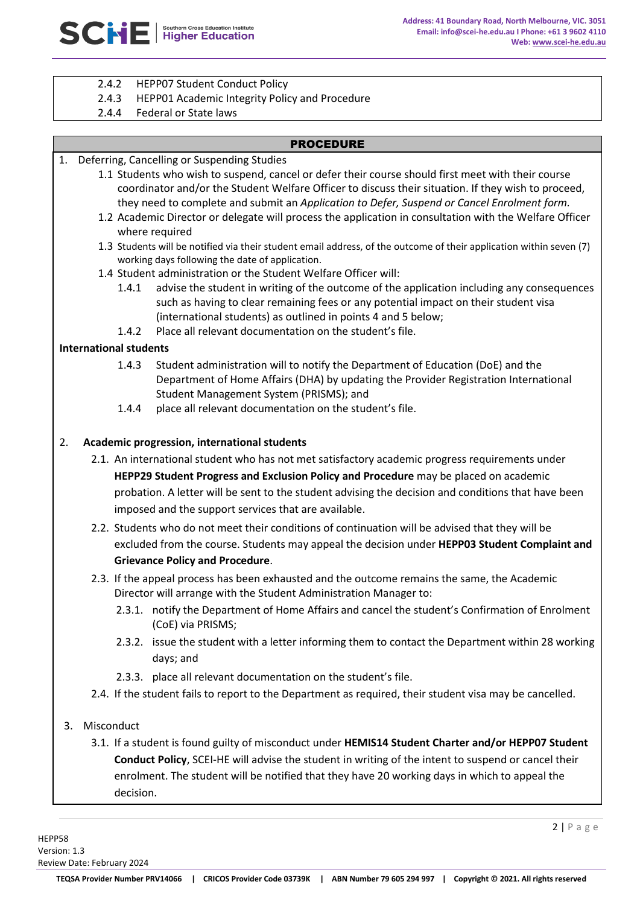2.4.2 HEPP07 Student Conduct Policy
2.4.3 HEPP01 Academic Integrity Policy and Procedure
2.4.4 Federal or State laws

## PROCEDURE

1. Deferring, Cancelling or Suspending Studies
   - 1.1 Students who wish to suspend, cancel or defer their course should first meet with their course coordinator and/or the Student Welfare Officer to discuss their situation. If they wish to proceed, they need to complete and submit an *Application to Defer, Suspend or Cancel Enrolment form*.
   - 1.2 Academic Director or delegate will process the application in consultation with the Welfare Officer where required
   - 1.3 Students will be notified via their student email address, of the outcome of their application within seven (7) working days following the date of application.
   - 1.4 Student administration or the Student Welfare Officer will:
     - 1.4.1 advise the student in writing of the outcome of the application including any consequences such as having to clear remaining fees or any potential impact on their student visa (international students) as outlined in points 4 and 5 below;
     - 1.4.2 Place all relevant documentation on the student's file.

**International students**

- 1.4.3 Student administration will to notify the Department of Education (DoE) and the Department of Home Affairs (DHA) by updating the Provider Registration International Student Management System (PRISMS); and
- 1.4.4 place all relevant documentation on the student's file.

2. **Academic progression, international students**
   - 2.1. An international student who has not met satisfactory academic progress requirements under **HEPP29 Student Progress and Exclusion Policy and Procedure** may be placed on academic probation. A letter will be sent to the student advising the decision and conditions that have been imposed and the support services that are available.
   - 2.2. Students who do not meet their conditions of continuation will be advised that they will be excluded from the course. Students may appeal the decision under **HEPP03 Student Complaint and Grievance Policy and Procedure**.
   - 2.3. If the appeal process has been exhausted and the outcome remains the same, the Academic Director will arrange with the Student Administration Manager to:
     - 2.3.1. notify the Department of Home Affairs and cancel the student's Confirmation of Enrolment (CoE) via PRISMS;
     - 2.3.2. issue the student with a letter informing them to contact the Department within 28 working days; and
     - 2.3.3. place all relevant documentation on the student's file.
   - 2.4. If the student fails to report to the Department as required, their student visa may be cancelled.

3. Misconduct
   - 3.1. If a student is found guilty of misconduct under **HEMIS14 Student Charter and/or HEPP07 Student Conduct Policy**, SCEI-HE will advise the student in writing of the intent to suspend or cancel their enrolment. The student will be notified that they have 20 working days in which to appeal the decision.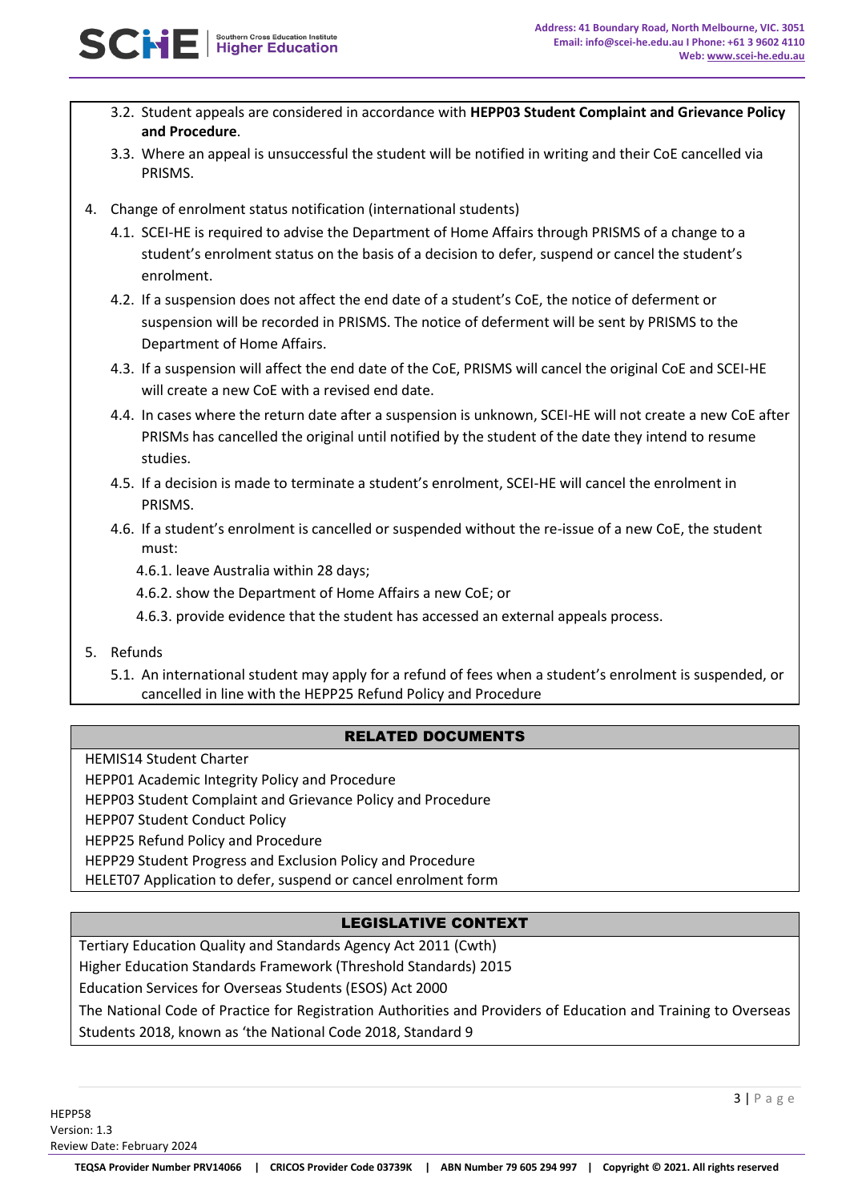3.2. Student appeals are considered in accordance with **HEPP03 Student Complaint and Grievance Policy and Procedure**.

3.3. Where an appeal is unsuccessful the student will be notified in writing and their CoE cancelled via PRISMS.

4. Change of enrolment status notification (international students)

4.1. SCEI-HE is required to advise the Department of Home Affairs through PRISMS of a change to a student's enrolment status on the basis of a decision to defer, suspend or cancel the student's enrolment.

4.2. If a suspension does not affect the end date of a student's CoE, the notice of deferment or suspension will be recorded in PRISMS. The notice of deferment will be sent by PRISMS to the Department of Home Affairs.

4.3. If a suspension will affect the end date of the CoE, PRISMS will cancel the original CoE and SCEI-HE will create a new CoE with a revised end date.

4.4. In cases where the return date after a suspension is unknown, SCEI-HE will not create a new CoE after PRISMs has cancelled the original until notified by the student of the date they intend to resume studies.

4.5. If a decision is made to terminate a student's enrolment, SCEI-HE will cancel the enrolment in PRISMS.

4.6. If a student's enrolment is cancelled or suspended without the re-issue of a new CoE, the student must:

4.6.1. leave Australia within 28 days;

4.6.2. show the Department of Home Affairs a new CoE; or

4.6.3. provide evidence that the student has accessed an external appeals process.

5. Refunds

5.1. An international student may apply for a refund of fees when a student's enrolment is suspended, or cancelled in line with the HEPP25 Refund Policy and Procedure

## RELATED DOCUMENTS

HEMIS14 Student Charter
HEPP01 Academic Integrity Policy and Procedure
HEPP03 Student Complaint and Grievance Policy and Procedure
HEPP07 Student Conduct Policy
HEPP25 Refund Policy and Procedure
HEPP29 Student Progress and Exclusion Policy and Procedure
HELET07 Application to defer, suspend or cancel enrolment form

## LEGISLATIVE CONTEXT

Tertiary Education Quality and Standards Agency Act 2011 (Cwth)
Higher Education Standards Framework (Threshold Standards) 2015
Education Services for Overseas Students (ESOS) Act 2000
The National Code of Practice for Registration Authorities and Providers of Education and Training to Overseas Students 2018, known as 'the National Code 2018, Standard 9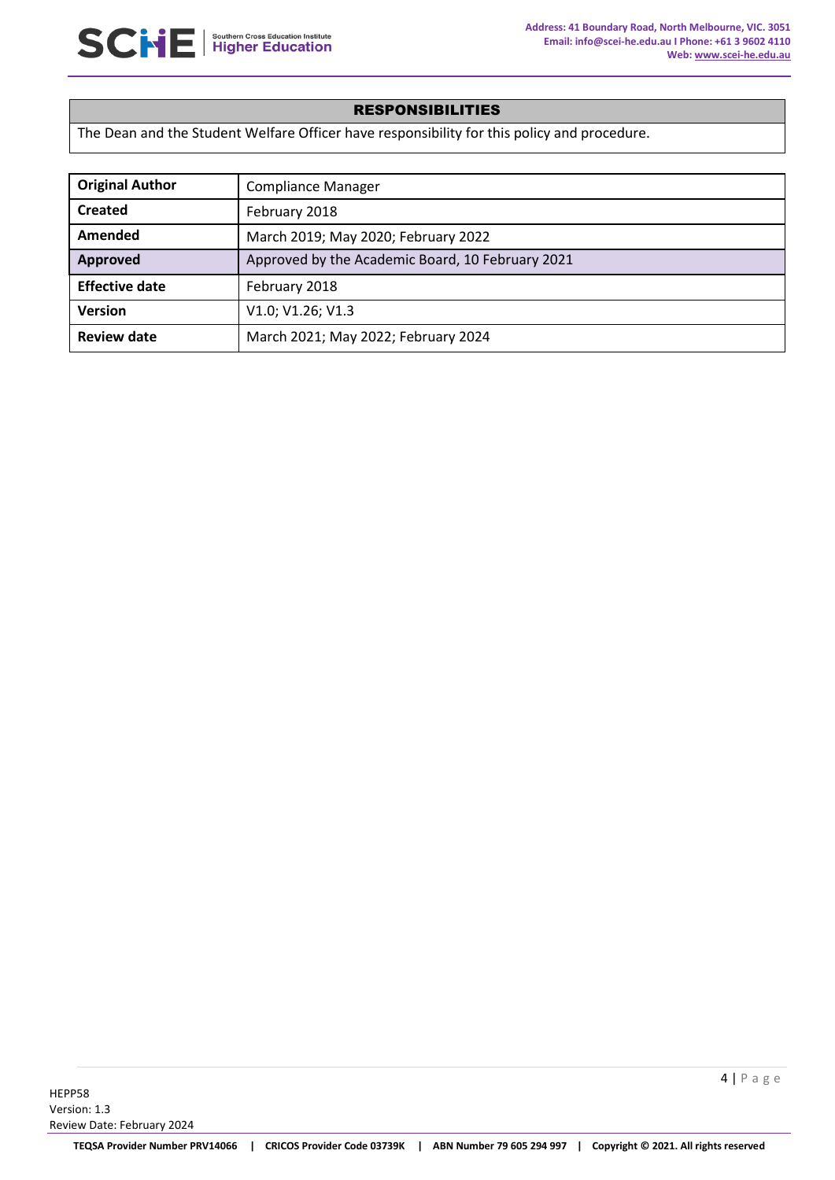## RESPONSIBILITIES

The Dean and the Student Welfare Officer have responsibility for this policy and procedure.

| | |
|---|---|
| **Original Author** | Compliance Manager |
| **Created** | February 2018 |
| **Amended** | March 2019; May 2020; February 2022 |
| **Approved** | Approved by the Academic Board, 10 February 2021 |
| **Effective date** | February 2018 |
| **Version** | V1.0; V1.26; V1.3 |
| **Review date** | March 2021; May 2022; February 2024 |